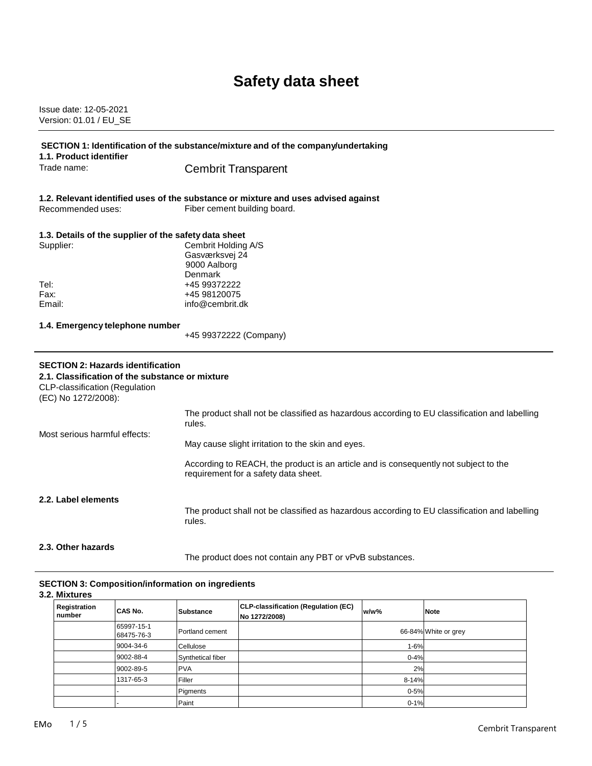# Safety data sheet

Issue date: 12-05-2021
Version: 01.01 / EU_SE

## SECTION 1: Identification of the substance/mixture and of the company/undertaking

### 1.1. Product identifier

Trade name: Cembrit Transparent

### 1.2. Relevant identified uses of the substance or mixture and uses advised against

Recommended uses: Fiber cement building board.

### 1.3. Details of the supplier of the safety data sheet

Supplier: Cembrit Holding A/S
Gasværksvej 24
9000 Aalborg
Denmark

Tel: +45 99372222
Fax: +45 98120075
Email: info@cembrit.dk

### 1.4. Emergency telephone number

+45 99372222 (Company)

## SECTION 2: Hazards identification

### 2.1. Classification of the substance or mixture

CLP-classification (Regulation (EC) No 1272/2008):

The product shall not be classified as hazardous according to EU classification and labelling rules.

Most serious harmful effects:

May cause slight irritation to the skin and eyes.

According to REACH, the product is an article and is consequently not subject to the requirement for a safety data sheet.

### 2.2. Label elements

The product shall not be classified as hazardous according to EU classification and labelling rules.

### 2.3. Other hazards

The product does not contain any PBT or vPvB substances.

## SECTION 3: Composition/information on ingredients

### 3.2. Mixtures

| Registration number | CAS No. | Substance | CLP-classification (Regulation (EC) No 1272/2008) | w/w% | Note |
|---|---|---|---|---|---|
| | 65997-15-1 68475-76-3 | Portland cement | | 66-84% | White or grey |
| | 9004-34-6 | Cellulose | | 1-6% | |
| | 9002-88-4 | Synthetical fiber | | 0-4% | |
| | 9002-89-5 | PVA | | 2% | |
| | 1317-65-3 | Filler | | 8-14% | |
| | - | Pigments | | 0-5% | |
| | - | Paint | | 0-1% | |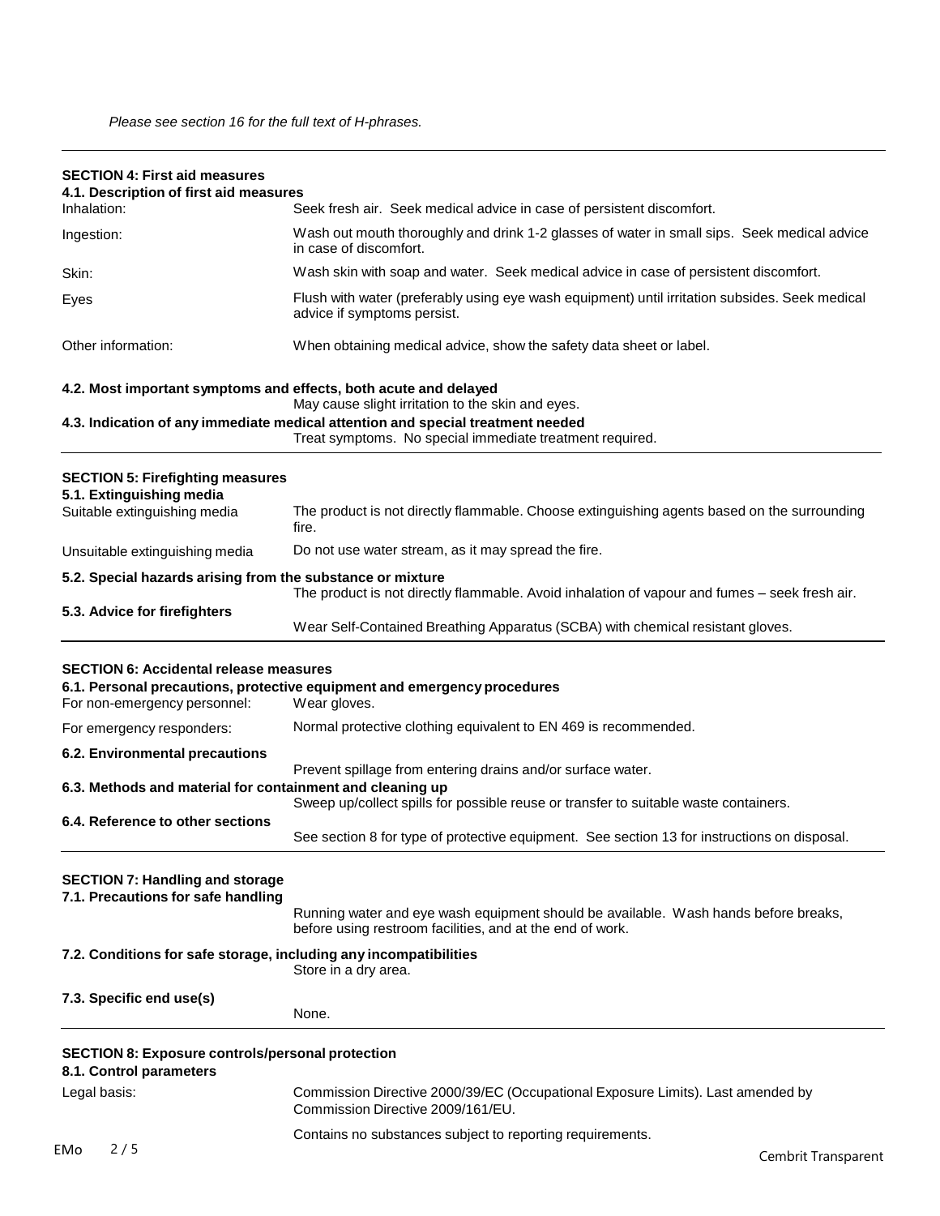*Please see section 16 for the full text of H-phrases.*

## SECTION 4: First aid measures

### 4.1. Description of first aid measures

| | |
|---|---|
| Inhalation: | Seek fresh air. Seek medical advice in case of persistent discomfort. |
| Ingestion: | Wash out mouth thoroughly and drink 1-2 glasses of water in small sips. Seek medical advice in case of discomfort. |
| Skin: | Wash skin with soap and water. Seek medical advice in case of persistent discomfort. |
| Eyes | Flush with water (preferably using eye wash equipment) until irritation subsides. Seek medical advice if symptoms persist. |
| Other information: | When obtaining medical advice, show the safety data sheet or label. |

### 4.2. Most important symptoms and effects, both acute and delayed

May cause slight irritation to the skin and eyes.

### 4.3. Indication of any immediate medical attention and special treatment needed

Treat symptoms. No special immediate treatment required.

## SECTION 5: Firefighting measures

### 5.1. Extinguishing media

| | |
|---|---|
| Suitable extinguishing media | The product is not directly flammable. Choose extinguishing agents based on the surrounding fire. |
| Unsuitable extinguishing media | Do not use water stream, as it may spread the fire. |

### 5.2. Special hazards arising from the substance or mixture

The product is not directly flammable. Avoid inhalation of vapour and fumes – seek fresh air.

### 5.3. Advice for firefighters

Wear Self-Contained Breathing Apparatus (SCBA) with chemical resistant gloves.

## SECTION 6: Accidental release measures

### 6.1. Personal precautions, protective equipment and emergency procedures

| | |
|---|---|
| For non-emergency personnel: | Wear gloves. |
| For emergency responders: | Normal protective clothing equivalent to EN 469 is recommended. |

### 6.2. Environmental precautions

Prevent spillage from entering drains and/or surface water.

### 6.3. Methods and material for containment and cleaning up

Sweep up/collect spills for possible reuse or transfer to suitable waste containers.

### 6.4. Reference to other sections

See section 8 for type of protective equipment. See section 13 for instructions on disposal.

## SECTION 7: Handling and storage

### 7.1. Precautions for safe handling

Running water and eye wash equipment should be available. Wash hands before breaks, before using restroom facilities, and at the end of work.

### 7.2. Conditions for safe storage, including any incompatibilities

Store in a dry area.

### 7.3. Specific end use(s)

None.

## SECTION 8: Exposure controls/personal protection

### 8.1. Control parameters

| | |
|---|---|
| Legal basis: | Commission Directive 2000/39/EC (Occupational Exposure Limits). Last amended by Commission Directive 2009/161/EU. |
| | Contains no substances subject to reporting requirements. |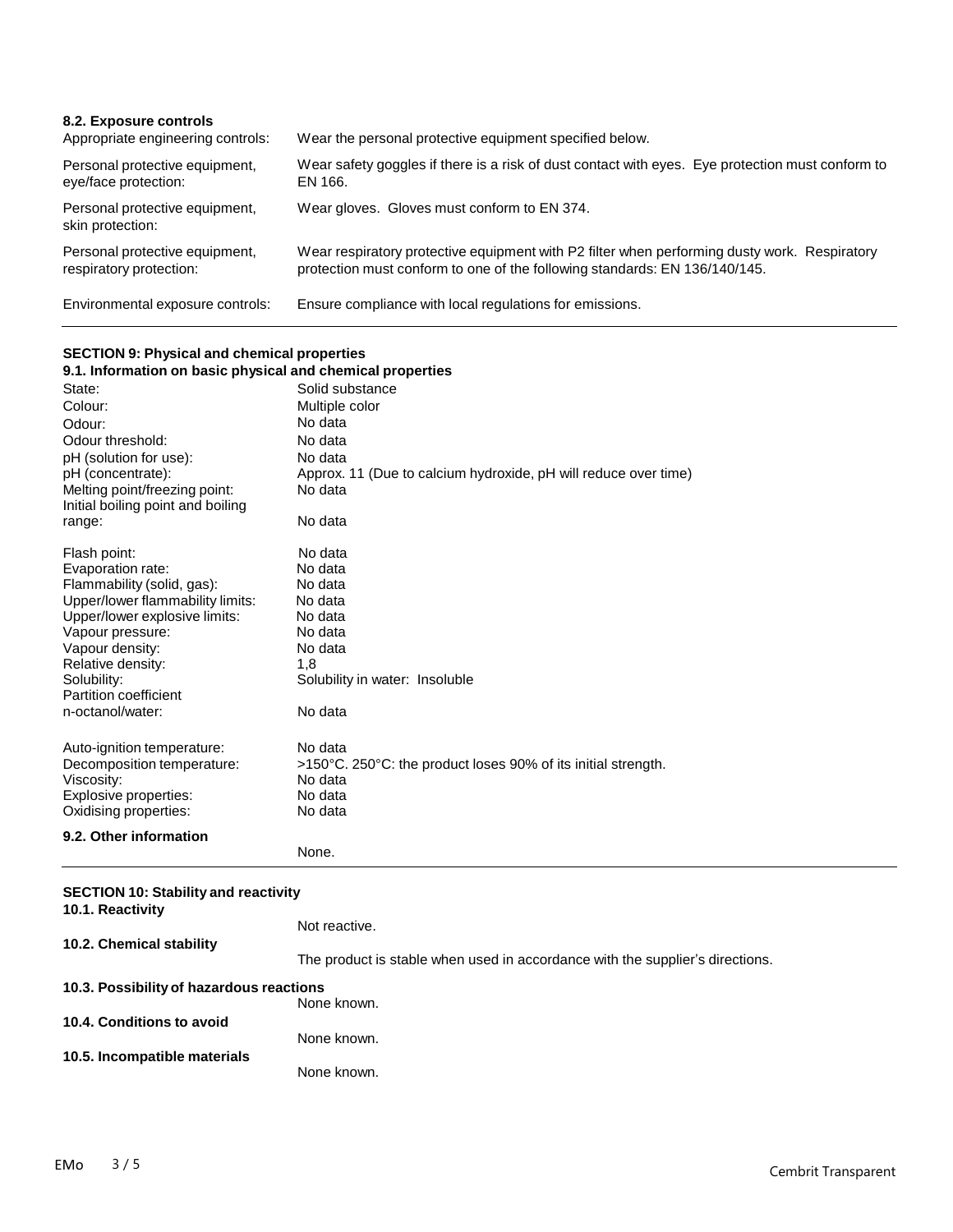### 8.2. Exposure controls

| | |
|---|---|
| Appropriate engineering controls: | Wear the personal protective equipment specified below. |
| Personal protective equipment, eye/face protection: | Wear safety goggles if there is a risk of dust contact with eyes. Eye protection must conform to EN 166. |
| Personal protective equipment, skin protection: | Wear gloves. Gloves must conform to EN 374. |
| Personal protective equipment, respiratory protection: | Wear respiratory protective equipment with P2 filter when performing dusty work. Respiratory protection must conform to one of the following standards: EN 136/140/145. |
| Environmental exposure controls: | Ensure compliance with local regulations for emissions. |

## SECTION 9: Physical and chemical properties

### 9.1. Information on basic physical and chemical properties

| | |
|---|---|
| State: | Solid substance |
| Colour: | Multiple color |
| Odour: | No data |
| Odour threshold: | No data |
| pH (solution for use): | No data |
| pH (concentrate): | Approx. 11 (Due to calcium hydroxide, pH will reduce over time) |
| Melting point/freezing point: | No data |
| Initial boiling point and boiling range: | No data |
| Flash point: | No data |
| Evaporation rate: | No data |
| Flammability (solid, gas): | No data |
| Upper/lower flammability limits: | No data |
| Upper/lower explosive limits: | No data |
| Vapour pressure: | No data |
| Vapour density: | No data |
| Relative density: | 1,8 |
| Solubility: | Solubility in water: Insoluble |
| Partition coefficient n-octanol/water: | No data |
| Auto-ignition temperature: | No data |
| Decomposition temperature: | >150°C. 250°C: the product loses 90% of its initial strength. |
| Viscosity: | No data |
| Explosive properties: | No data |
| Oxidising properties: | No data |

### 9.2. Other information

None.

## SECTION 10: Stability and reactivity

### 10.1. Reactivity

Not reactive.

### 10.2. Chemical stability

The product is stable when used in accordance with the supplier's directions.

### 10.3. Possibility of hazardous reactions

None known.

### 10.4. Conditions to avoid

None known.

### 10.5. Incompatible materials

None known.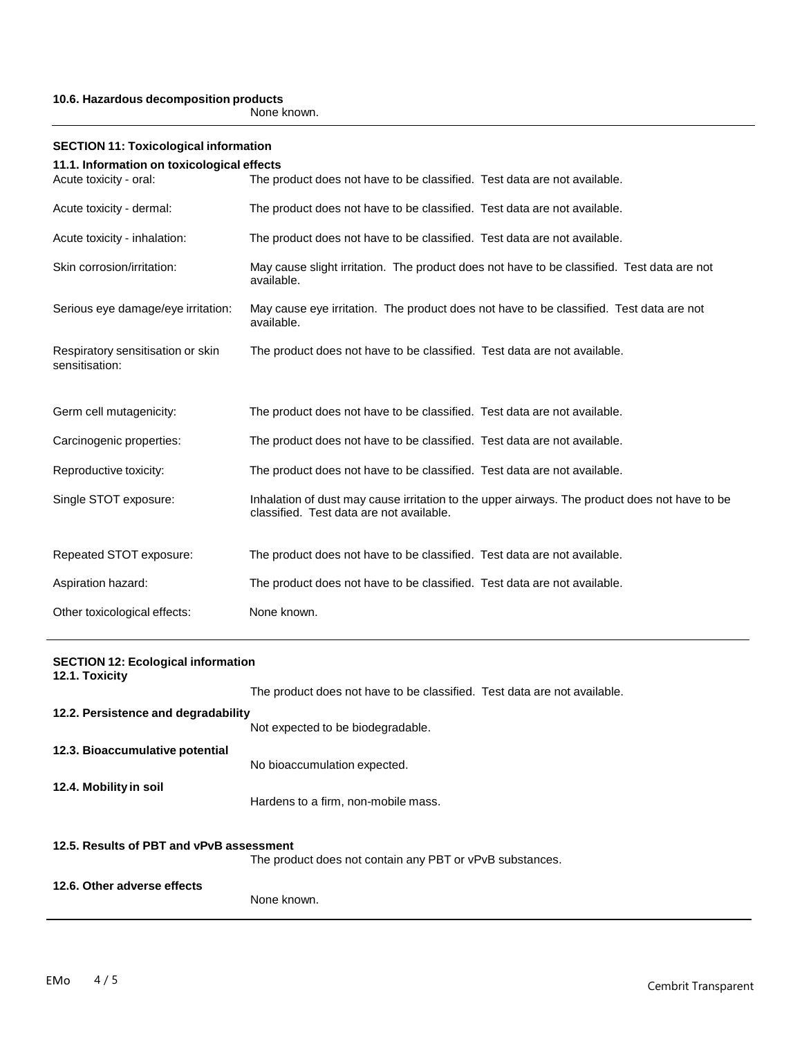**10.6. Hazardous decomposition products**

None known.

---

## SECTION 11: Toxicological information

### 11.1. Information on toxicological effects

| | |
|---|---|
| Acute toxicity - oral: | The product does not have to be classified. Test data are not available. |
| Acute toxicity - dermal: | The product does not have to be classified. Test data are not available. |
| Acute toxicity - inhalation: | The product does not have to be classified. Test data are not available. |
| Skin corrosion/irritation: | May cause slight irritation. The product does not have to be classified. Test data are not available. |
| Serious eye damage/eye irritation: | May cause eye irritation. The product does not have to be classified. Test data are not available. |
| Respiratory sensitisation or skin sensitisation: | The product does not have to be classified. Test data are not available. |
| Germ cell mutagenicity: | The product does not have to be classified. Test data are not available. |
| Carcinogenic properties: | The product does not have to be classified. Test data are not available. |
| Reproductive toxicity: | The product does not have to be classified. Test data are not available. |
| Single STOT exposure: | Inhalation of dust may cause irritation to the upper airways. The product does not have to be classified. Test data are not available. |
| Repeated STOT exposure: | The product does not have to be classified. Test data are not available. |
| Aspiration hazard: | The product does not have to be classified. Test data are not available. |
| Other toxicological effects: | None known. |

---

## SECTION 12: Ecological information

**12.1. Toxicity**

The product does not have to be classified. Test data are not available.

**12.2. Persistence and degradability**

Not expected to be biodegradable.

**12.3. Bioaccumulative potential**

No bioaccumulation expected.

**12.4. Mobility in soil**

Hardens to a firm, non-mobile mass.

**12.5. Results of PBT and vPvB assessment**

The product does not contain any PBT or vPvB substances.

**12.6. Other adverse effects**

None known.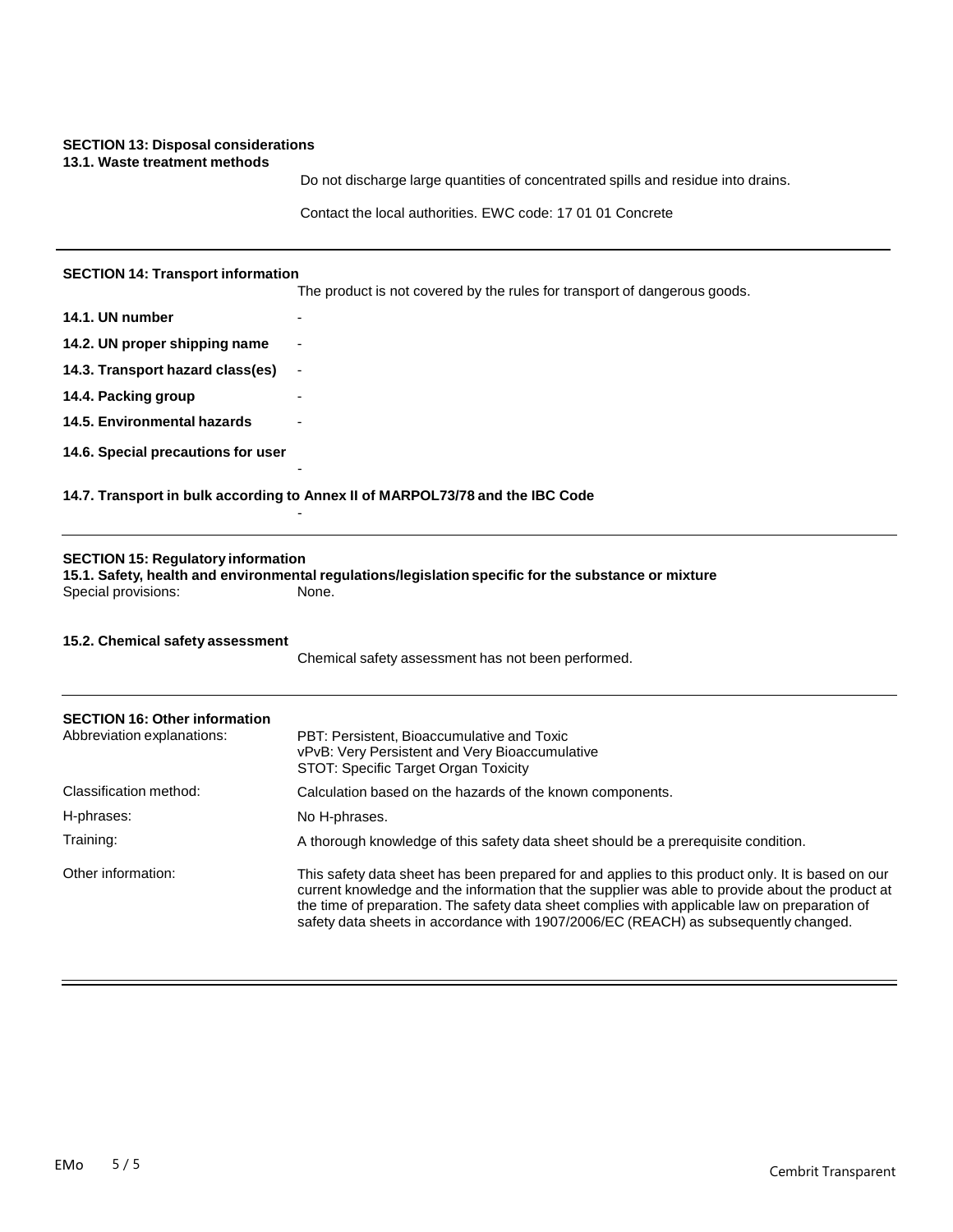## SECTION 13: Disposal considerations

### 13.1. Waste treatment methods

Do not discharge large quantities of concentrated spills and residue into drains.

Contact the local authorities. EWC code: 17 01 01 Concrete

## SECTION 14: Transport information

The product is not covered by the rules for transport of dangerous goods.

**14.1. UN number** -

**14.2. UN proper shipping name** -

**14.3. Transport hazard class(es)** -

**14.4. Packing group** -

**14.5. Environmental hazards** -

**14.6. Special precautions for user** -

**14.7. Transport in bulk according to Annex II of MARPOL73/78 and the IBC Code** -

## SECTION 15: Regulatory information

### 15.1. Safety, health and environmental regulations/legislation specific for the substance or mixture

Special provisions: None.

### 15.2. Chemical safety assessment

Chemical safety assessment has not been performed.

## SECTION 16: Other information

Abbreviation explanations:
PBT: Persistent, Bioaccumulative and Toxic
vPvB: Very Persistent and Very Bioaccumulative
STOT: Specific Target Organ Toxicity

Classification method: Calculation based on the hazards of the known components.

H-phrases: No H-phrases.

Training: A thorough knowledge of this safety data sheet should be a prerequisite condition.

Other information: This safety data sheet has been prepared for and applies to this product only. It is based on our current knowledge and the information that the supplier was able to provide about the product at the time of preparation. The safety data sheet complies with applicable law on preparation of safety data sheets in accordance with 1907/2006/EC (REACH) as subsequently changed.